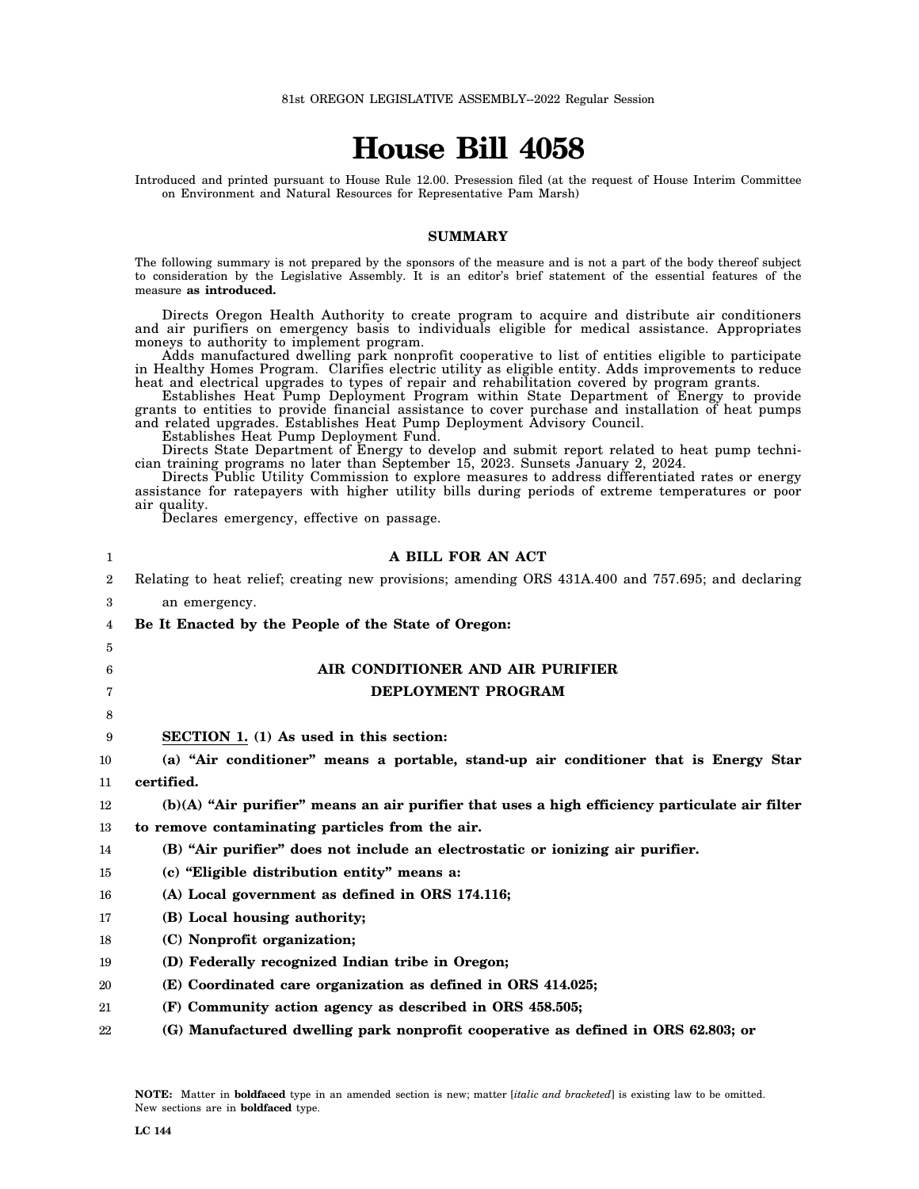81st OREGON LEGISLATIVE ASSEMBLY--2022 Regular Session

# House Bill 4058

Introduced and printed pursuant to House Rule 12.00. Presession filed (at the request of House Interim Committee on Environment and Natural Resources for Representative Pam Marsh)

## SUMMARY

The following summary is not prepared by the sponsors of the measure and is not a part of the body thereof subject to consideration by the Legislative Assembly. It is an editor's brief statement of the essential features of the measure **as introduced.**

Directs Oregon Health Authority to create program to acquire and distribute air conditioners and air purifiers on emergency basis to individuals eligible for medical assistance. Appropriates moneys to authority to implement program.

Adds manufactured dwelling park nonprofit cooperative to list of entities eligible to participate in Healthy Homes Program. Clarifies electric utility as eligible entity. Adds improvements to reduce heat and electrical upgrades to types of repair and rehabilitation covered by program grants.

Establishes Heat Pump Deployment Program within State Department of Energy to provide grants to entities to provide financial assistance to cover purchase and installation of heat pumps and related upgrades. Establishes Heat Pump Deployment Advisory Council.

Establishes Heat Pump Deployment Fund.

Directs State Department of Energy to develop and submit report related to heat pump technician training programs no later than September 15, 2023. Sunsets January 2, 2024.

Directs Public Utility Commission to explore measures to address differentiated rates or energy assistance for ratepayers with higher utility bills during periods of extreme temperatures or poor air quality.

Declares emergency, effective on passage.

**A BILL FOR AN ACT**

Relating to heat relief; creating new provisions; amending ORS 431A.400 and 757.695; and declaring an emergency.

**Be It Enacted by the People of the State of Oregon:**

**AIR CONDITIONER AND AIR PURIFIER DEPLOYMENT PROGRAM**

**SECTION 1. (1) As used in this section:**

**(a) "Air conditioner" means a portable, stand-up air conditioner that is Energy Star certified.**

**(b)(A) "Air purifier" means an air purifier that uses a high efficiency particulate air filter to remove contaminating particles from the air.**

**(B) "Air purifier" does not include an electrostatic or ionizing air purifier.**

**(c) "Eligible distribution entity" means a:**

**(A) Local government as defined in ORS 174.116;**

**(B) Local housing authority;**

**(C) Nonprofit organization;**

**(D) Federally recognized Indian tribe in Oregon;**

**(E) Coordinated care organization as defined in ORS 414.025;**

**(F) Community action agency as described in ORS 458.505;**

**(G) Manufactured dwelling park nonprofit cooperative as defined in ORS 62.803; or**

**NOTE:** Matter in **boldfaced** type in an amended section is new; matter [*italic and bracketed*] is existing law to be omitted. New sections are in **boldfaced** type.

LC 144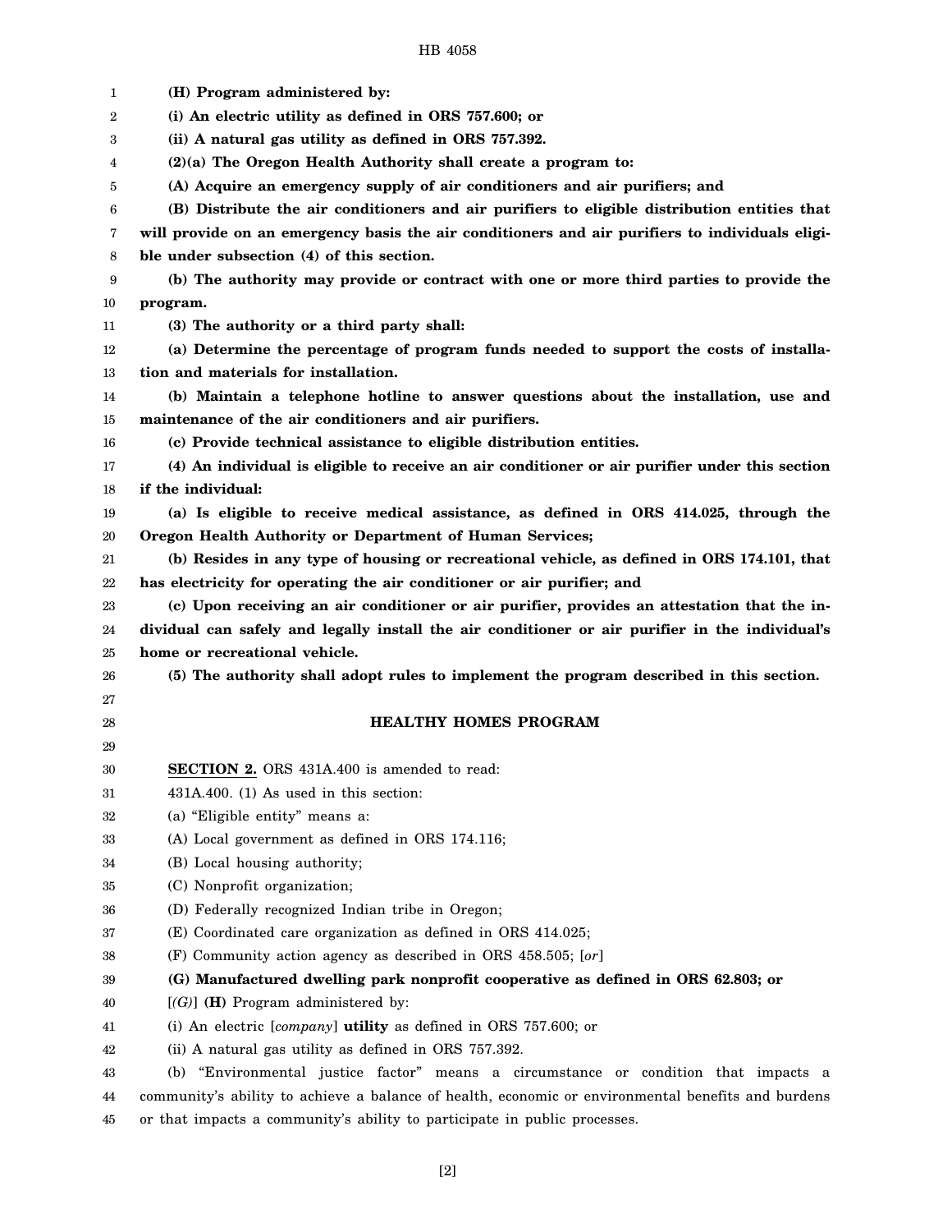**(H) Program administered by:**

**(i) An electric utility as defined in ORS 757.600; or**

**(ii) A natural gas utility as defined in ORS 757.392.**

**(2)(a) The Oregon Health Authority shall create a program to:**

**(A) Acquire an emergency supply of air conditioners and air purifiers; and**

**(B) Distribute the air conditioners and air purifiers to eligible distribution entities that will provide on an emergency basis the air conditioners and air purifiers to individuals eligible under subsection (4) of this section.**

**(b) The authority may provide or contract with one or more third parties to provide the program.**

**(3) The authority or a third party shall:**

**(a) Determine the percentage of program funds needed to support the costs of installation and materials for installation.**

**(b) Maintain a telephone hotline to answer questions about the installation, use and maintenance of the air conditioners and air purifiers.**

**(c) Provide technical assistance to eligible distribution entities.**

**(4) An individual is eligible to receive an air conditioner or air purifier under this section if the individual:**

**(a) Is eligible to receive medical assistance, as defined in ORS 414.025, through the Oregon Health Authority or Department of Human Services;**

**(b) Resides in any type of housing or recreational vehicle, as defined in ORS 174.101, that has electricity for operating the air conditioner or air purifier; and**

**(c) Upon receiving an air conditioner or air purifier, provides an attestation that the individual can safely and legally install the air conditioner or air purifier in the individual's home or recreational vehicle.**

**(5) The authority shall adopt rules to implement the program described in this section.**

## HEALTHY HOMES PROGRAM

**SECTION 2.** ORS 431A.400 is amended to read:

431A.400. (1) As used in this section:

(a) "Eligible entity" means a:

(A) Local government as defined in ORS 174.116;

(B) Local housing authority;

(C) Nonprofit organization;

(D) Federally recognized Indian tribe in Oregon;

(E) Coordinated care organization as defined in ORS 414.025;

(F) Community action agency as described in ORS 458.505; [*or*]

**(G) Manufactured dwelling park nonprofit cooperative as defined in ORS 62.803; or**

[*(G)*] **(H)** Program administered by:

(i) An electric [*company*] **utility** as defined in ORS 757.600; or

(ii) A natural gas utility as defined in ORS 757.392.

(b) "Environmental justice factor" means a circumstance or condition that impacts a community's ability to achieve a balance of health, economic or environmental benefits and burdens or that impacts a community's ability to participate in public processes.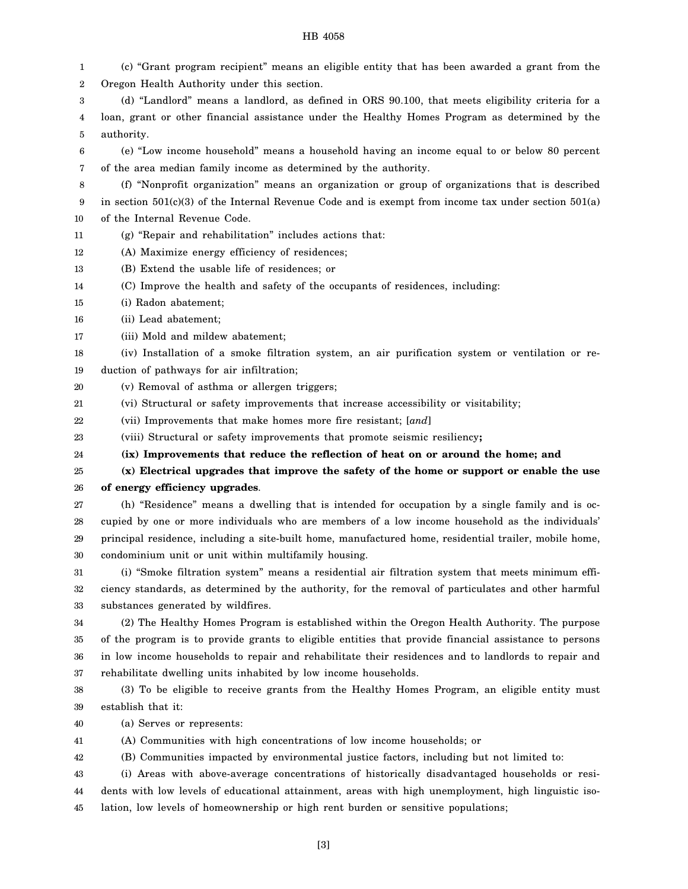(c) "Grant program recipient" means an eligible entity that has been awarded a grant from the Oregon Health Authority under this section.

(d) "Landlord" means a landlord, as defined in ORS 90.100, that meets eligibility criteria for a loan, grant or other financial assistance under the Healthy Homes Program as determined by the authority.

(e) "Low income household" means a household having an income equal to or below 80 percent of the area median family income as determined by the authority.

(f) "Nonprofit organization" means an organization or group of organizations that is described in section 501(c)(3) of the Internal Revenue Code and is exempt from income tax under section 501(a) of the Internal Revenue Code.

(g) "Repair and rehabilitation" includes actions that:

(A) Maximize energy efficiency of residences;

(B) Extend the usable life of residences; or

(C) Improve the health and safety of the occupants of residences, including:

(i) Radon abatement;

(ii) Lead abatement;

(iii) Mold and mildew abatement;

(iv) Installation of a smoke filtration system, an air purification system or ventilation or reduction of pathways for air infiltration;

(v) Removal of asthma or allergen triggers;

(vi) Structural or safety improvements that increase accessibility or visitability;

(vii) Improvements that make homes more fire resistant; [*and*]

(viii) Structural or safety improvements that promote seismic resiliency**;**

**(ix) Improvements that reduce the reflection of heat on or around the home; and**

**(x) Electrical upgrades that improve the safety of the home or support or enable the use of energy efficiency upgrades**.

(h) "Residence" means a dwelling that is intended for occupation by a single family and is occupied by one or more individuals who are members of a low income household as the individuals' principal residence, including a site-built home, manufactured home, residential trailer, mobile home, condominium unit or unit within multifamily housing.

(i) "Smoke filtration system" means a residential air filtration system that meets minimum efficiency standards, as determined by the authority, for the removal of particulates and other harmful substances generated by wildfires.

(2) The Healthy Homes Program is established within the Oregon Health Authority. The purpose of the program is to provide grants to eligible entities that provide financial assistance to persons in low income households to repair and rehabilitate their residences and to landlords to repair and rehabilitate dwelling units inhabited by low income households.

(3) To be eligible to receive grants from the Healthy Homes Program, an eligible entity must establish that it:

(a) Serves or represents:

(A) Communities with high concentrations of low income households; or

(B) Communities impacted by environmental justice factors, including but not limited to:

(i) Areas with above-average concentrations of historically disadvantaged households or residents with low levels of educational attainment, areas with high unemployment, high linguistic isolation, low levels of homeownership or high rent burden or sensitive populations;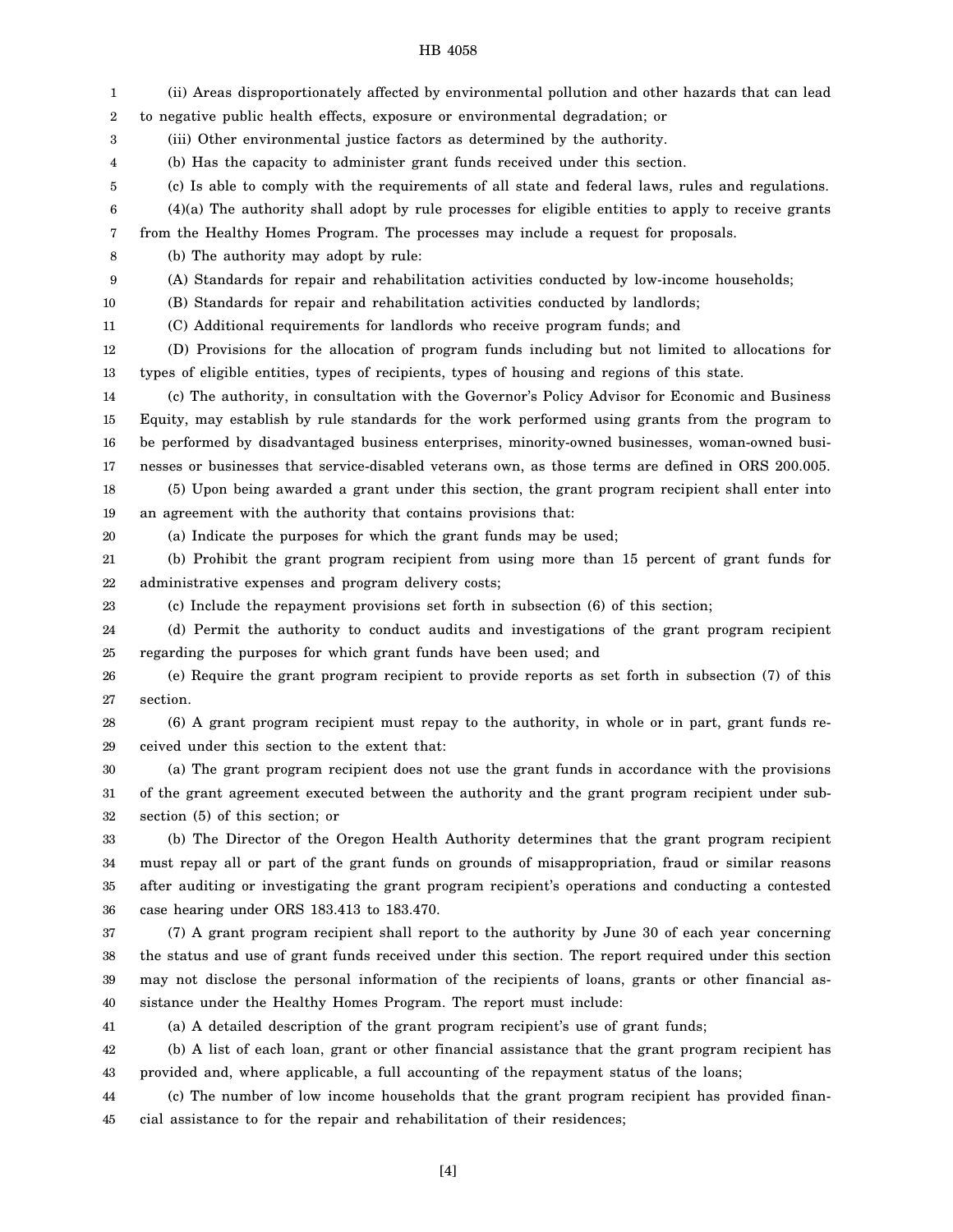(ii) Areas disproportionately affected by environmental pollution and other hazards that can lead to negative public health effects, exposure or environmental degradation; or

(iii) Other environmental justice factors as determined by the authority.

(b) Has the capacity to administer grant funds received under this section.

(c) Is able to comply with the requirements of all state and federal laws, rules and regulations.

(4)(a) The authority shall adopt by rule processes for eligible entities to apply to receive grants from the Healthy Homes Program. The processes may include a request for proposals.

(b) The authority may adopt by rule:

(A) Standards for repair and rehabilitation activities conducted by low-income households;

(B) Standards for repair and rehabilitation activities conducted by landlords;

(C) Additional requirements for landlords who receive program funds; and

(D) Provisions for the allocation of program funds including but not limited to allocations for types of eligible entities, types of recipients, types of housing and regions of this state.

(c) The authority, in consultation with the Governor's Policy Advisor for Economic and Business Equity, may establish by rule standards for the work performed using grants from the program to be performed by disadvantaged business enterprises, minority-owned businesses, woman-owned businesses or businesses that service-disabled veterans own, as those terms are defined in ORS 200.005.

(5) Upon being awarded a grant under this section, the grant program recipient shall enter into an agreement with the authority that contains provisions that:

(a) Indicate the purposes for which the grant funds may be used;

(b) Prohibit the grant program recipient from using more than 15 percent of grant funds for administrative expenses and program delivery costs;

(c) Include the repayment provisions set forth in subsection (6) of this section;

(d) Permit the authority to conduct audits and investigations of the grant program recipient regarding the purposes for which grant funds have been used; and

(e) Require the grant program recipient to provide reports as set forth in subsection (7) of this section.

(6) A grant program recipient must repay to the authority, in whole or in part, grant funds received under this section to the extent that:

(a) The grant program recipient does not use the grant funds in accordance with the provisions of the grant agreement executed between the authority and the grant program recipient under subsection (5) of this section; or

(b) The Director of the Oregon Health Authority determines that the grant program recipient must repay all or part of the grant funds on grounds of misappropriation, fraud or similar reasons after auditing or investigating the grant program recipient's operations and conducting a contested case hearing under ORS 183.413 to 183.470.

(7) A grant program recipient shall report to the authority by June 30 of each year concerning the status and use of grant funds received under this section. The report required under this section may not disclose the personal information of the recipients of loans, grants or other financial assistance under the Healthy Homes Program. The report must include:

(a) A detailed description of the grant program recipient's use of grant funds;

(b) A list of each loan, grant or other financial assistance that the grant program recipient has provided and, where applicable, a full accounting of the repayment status of the loans;

(c) The number of low income households that the grant program recipient has provided financial assistance to for the repair and rehabilitation of their residences;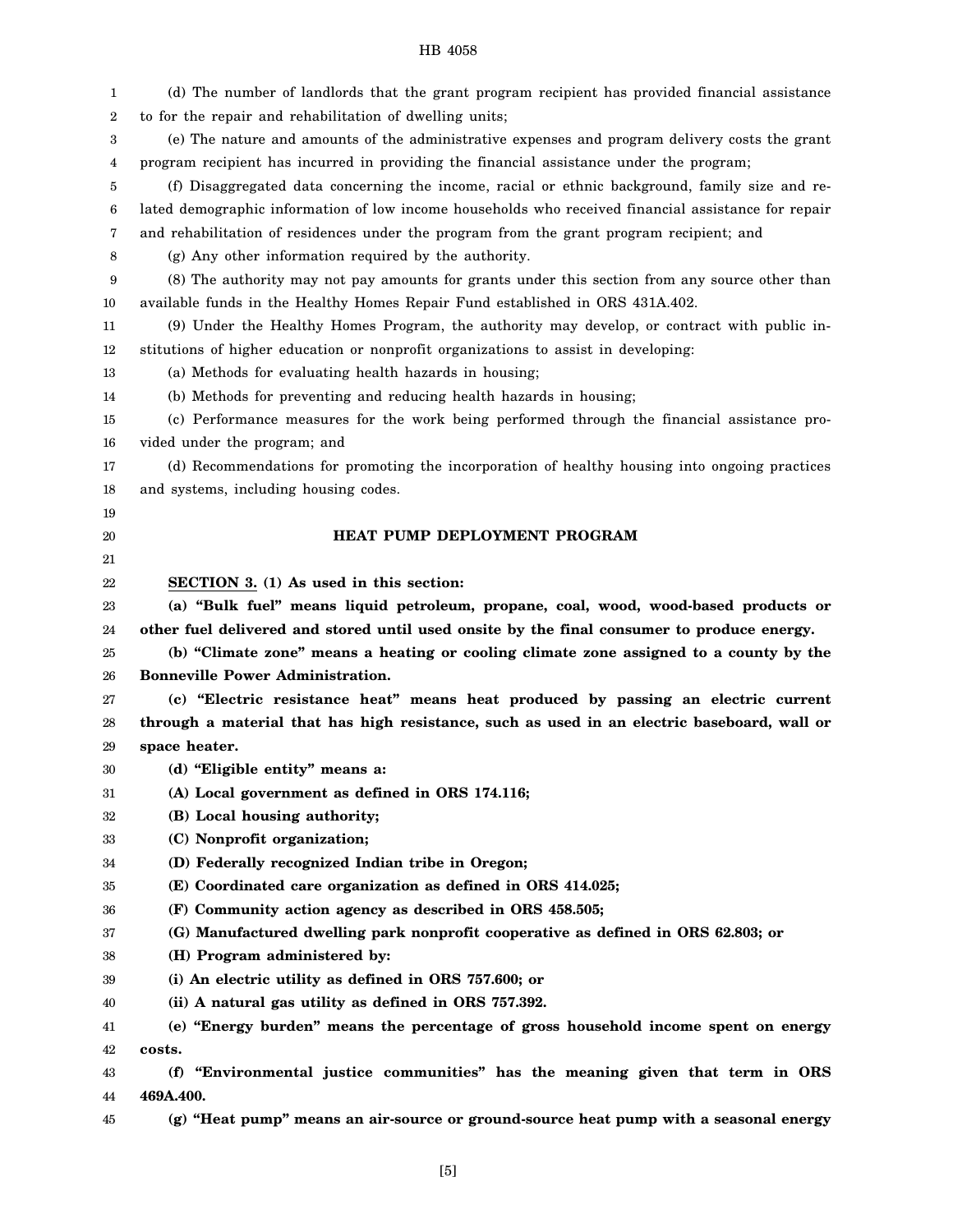(d) The number of landlords that the grant program recipient has provided financial assistance to for the repair and rehabilitation of dwelling units;

(e) The nature and amounts of the administrative expenses and program delivery costs the grant program recipient has incurred in providing the financial assistance under the program;

(f) Disaggregated data concerning the income, racial or ethnic background, family size and related demographic information of low income households who received financial assistance for repair and rehabilitation of residences under the program from the grant program recipient; and

(g) Any other information required by the authority.

(8) The authority may not pay amounts for grants under this section from any source other than available funds in the Healthy Homes Repair Fund established in ORS 431A.402.

(9) Under the Healthy Homes Program, the authority may develop, or contract with public institutions of higher education or nonprofit organizations to assist in developing:

(a) Methods for evaluating health hazards in housing;

(b) Methods for preventing and reducing health hazards in housing;

(c) Performance measures for the work being performed through the financial assistance provided under the program; and

(d) Recommendations for promoting the incorporation of healthy housing into ongoing practices and systems, including housing codes.

## HEAT PUMP DEPLOYMENT PROGRAM

**SECTION 3. (1) As used in this section:**

**(a) "Bulk fuel" means liquid petroleum, propane, coal, wood, wood-based products or other fuel delivered and stored until used onsite by the final consumer to produce energy.**

**(b) "Climate zone" means a heating or cooling climate zone assigned to a county by the Bonneville Power Administration.**

**(c) "Electric resistance heat" means heat produced by passing an electric current through a material that has high resistance, such as used in an electric baseboard, wall or space heater.**

**(d) "Eligible entity" means a:**

**(A) Local government as defined in ORS 174.116;**

**(B) Local housing authority;**

**(C) Nonprofit organization;**

**(D) Federally recognized Indian tribe in Oregon;**

**(E) Coordinated care organization as defined in ORS 414.025;**

**(F) Community action agency as described in ORS 458.505;**

**(G) Manufactured dwelling park nonprofit cooperative as defined in ORS 62.803; or**

**(H) Program administered by:**

**(i) An electric utility as defined in ORS 757.600; or**

**(ii) A natural gas utility as defined in ORS 757.392.**

**(e) "Energy burden" means the percentage of gross household income spent on energy costs.**

**(f) "Environmental justice communities" has the meaning given that term in ORS 469A.400.**

**(g) "Heat pump" means an air-source or ground-source heat pump with a seasonal energy**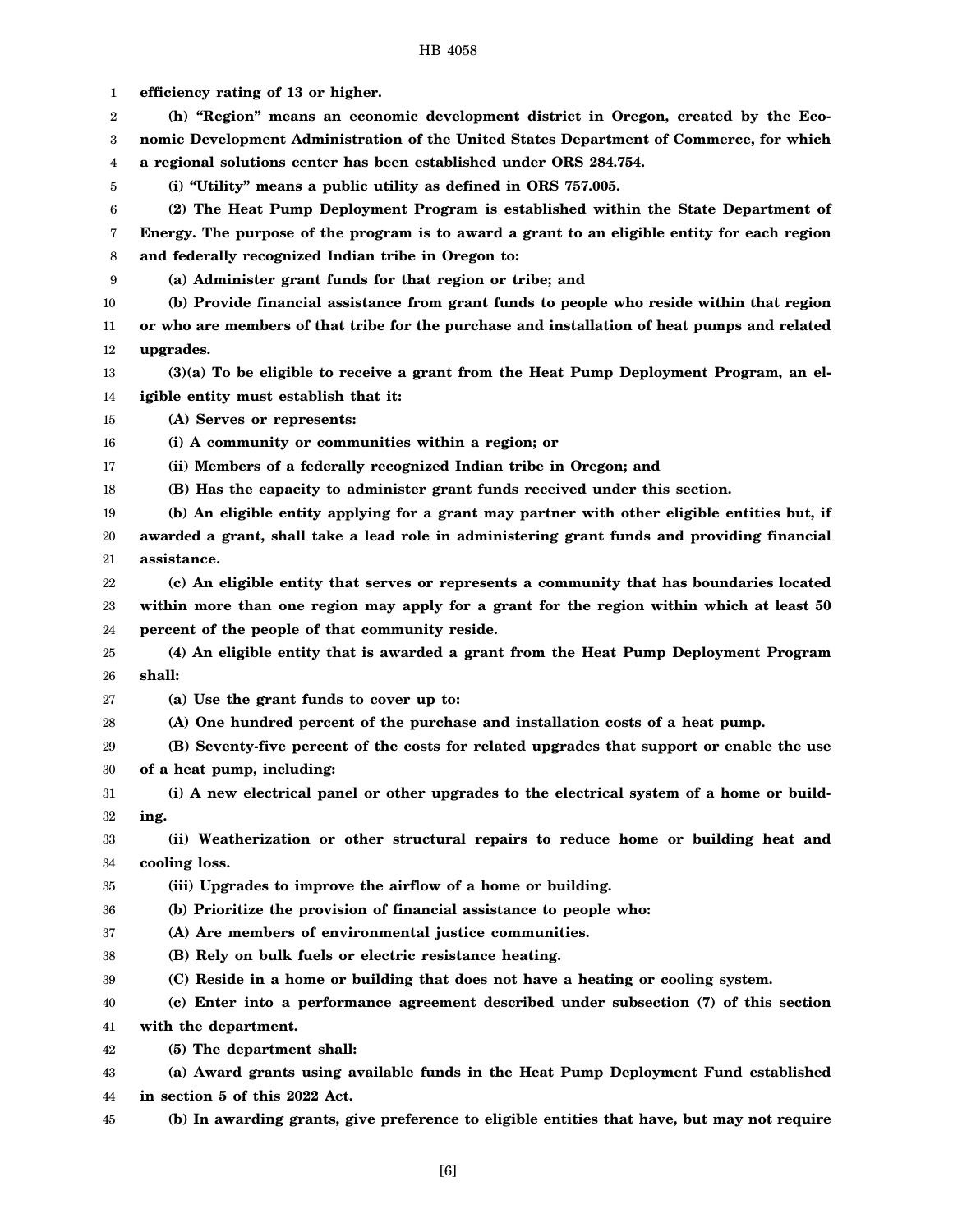**efficiency rating of 13 or higher.**

**(h) "Region" means an economic development district in Oregon, created by the Economic Development Administration of the United States Department of Commerce, for which a regional solutions center has been established under ORS 284.754.**

**(i) "Utility" means a public utility as defined in ORS 757.005.**

**(2) The Heat Pump Deployment Program is established within the State Department of Energy. The purpose of the program is to award a grant to an eligible entity for each region and federally recognized Indian tribe in Oregon to:**

**(a) Administer grant funds for that region or tribe; and**

**(b) Provide financial assistance from grant funds to people who reside within that region or who are members of that tribe for the purchase and installation of heat pumps and related upgrades.**

**(3)(a) To be eligible to receive a grant from the Heat Pump Deployment Program, an eligible entity must establish that it:**

**(A) Serves or represents:**

**(i) A community or communities within a region; or**

**(ii) Members of a federally recognized Indian tribe in Oregon; and**

**(B) Has the capacity to administer grant funds received under this section.**

**(b) An eligible entity applying for a grant may partner with other eligible entities but, if awarded a grant, shall take a lead role in administering grant funds and providing financial assistance.**

**(c) An eligible entity that serves or represents a community that has boundaries located within more than one region may apply for a grant for the region within which at least 50 percent of the people of that community reside.**

**(4) An eligible entity that is awarded a grant from the Heat Pump Deployment Program shall:**

**(a) Use the grant funds to cover up to:**

**(A) One hundred percent of the purchase and installation costs of a heat pump.**

**(B) Seventy-five percent of the costs for related upgrades that support or enable the use of a heat pump, including:**

**(i) A new electrical panel or other upgrades to the electrical system of a home or building.**

**(ii) Weatherization or other structural repairs to reduce home or building heat and cooling loss.**

**(iii) Upgrades to improve the airflow of a home or building.**

**(b) Prioritize the provision of financial assistance to people who:**

**(A) Are members of environmental justice communities.**

**(B) Rely on bulk fuels or electric resistance heating.**

**(C) Reside in a home or building that does not have a heating or cooling system.**

**(c) Enter into a performance agreement described under subsection (7) of this section with the department.**

**(5) The department shall:**

**(a) Award grants using available funds in the Heat Pump Deployment Fund established in section 5 of this 2022 Act.**

**(b) In awarding grants, give preference to eligible entities that have, but may not require**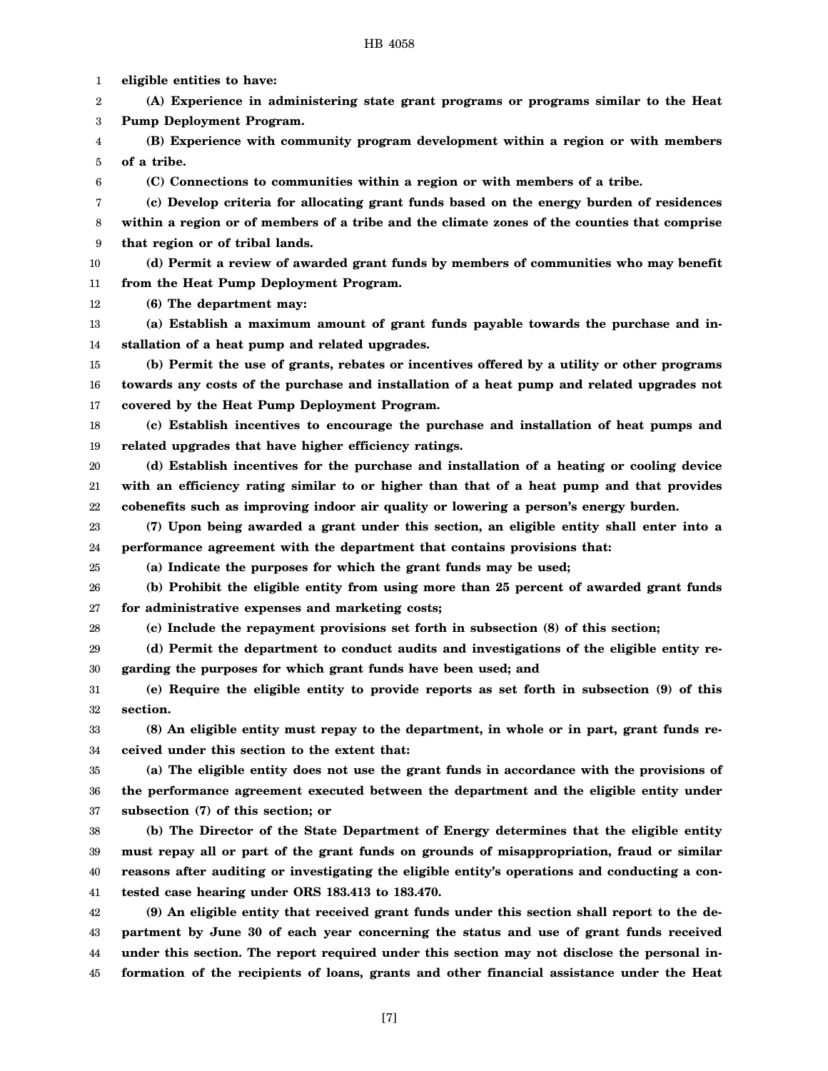**eligible entities to have:**

**(A) Experience in administering state grant programs or programs similar to the Heat Pump Deployment Program.**

**(B) Experience with community program development within a region or with members of a tribe.**

**(C) Connections to communities within a region or with members of a tribe.**

**(c) Develop criteria for allocating grant funds based on the energy burden of residences within a region or of members of a tribe and the climate zones of the counties that comprise that region or of tribal lands.**

**(d) Permit a review of awarded grant funds by members of communities who may benefit from the Heat Pump Deployment Program.**

**(6) The department may:**

**(a) Establish a maximum amount of grant funds payable towards the purchase and installation of a heat pump and related upgrades.**

**(b) Permit the use of grants, rebates or incentives offered by a utility or other programs towards any costs of the purchase and installation of a heat pump and related upgrades not covered by the Heat Pump Deployment Program.**

**(c) Establish incentives to encourage the purchase and installation of heat pumps and related upgrades that have higher efficiency ratings.**

**(d) Establish incentives for the purchase and installation of a heating or cooling device with an efficiency rating similar to or higher than that of a heat pump and that provides cobenefits such as improving indoor air quality or lowering a person's energy burden.**

**(7) Upon being awarded a grant under this section, an eligible entity shall enter into a performance agreement with the department that contains provisions that:**

**(a) Indicate the purposes for which the grant funds may be used;**

**(b) Prohibit the eligible entity from using more than 25 percent of awarded grant funds for administrative expenses and marketing costs;**

**(c) Include the repayment provisions set forth in subsection (8) of this section;**

**(d) Permit the department to conduct audits and investigations of the eligible entity regarding the purposes for which grant funds have been used; and**

**(e) Require the eligible entity to provide reports as set forth in subsection (9) of this section.**

**(8) An eligible entity must repay to the department, in whole or in part, grant funds received under this section to the extent that:**

**(a) The eligible entity does not use the grant funds in accordance with the provisions of the performance agreement executed between the department and the eligible entity under subsection (7) of this section; or**

**(b) The Director of the State Department of Energy determines that the eligible entity must repay all or part of the grant funds on grounds of misappropriation, fraud or similar reasons after auditing or investigating the eligible entity's operations and conducting a contested case hearing under ORS 183.413 to 183.470.**

**(9) An eligible entity that received grant funds under this section shall report to the department by June 30 of each year concerning the status and use of grant funds received under this section. The report required under this section may not disclose the personal information of the recipients of loans, grants and other financial assistance under the Heat**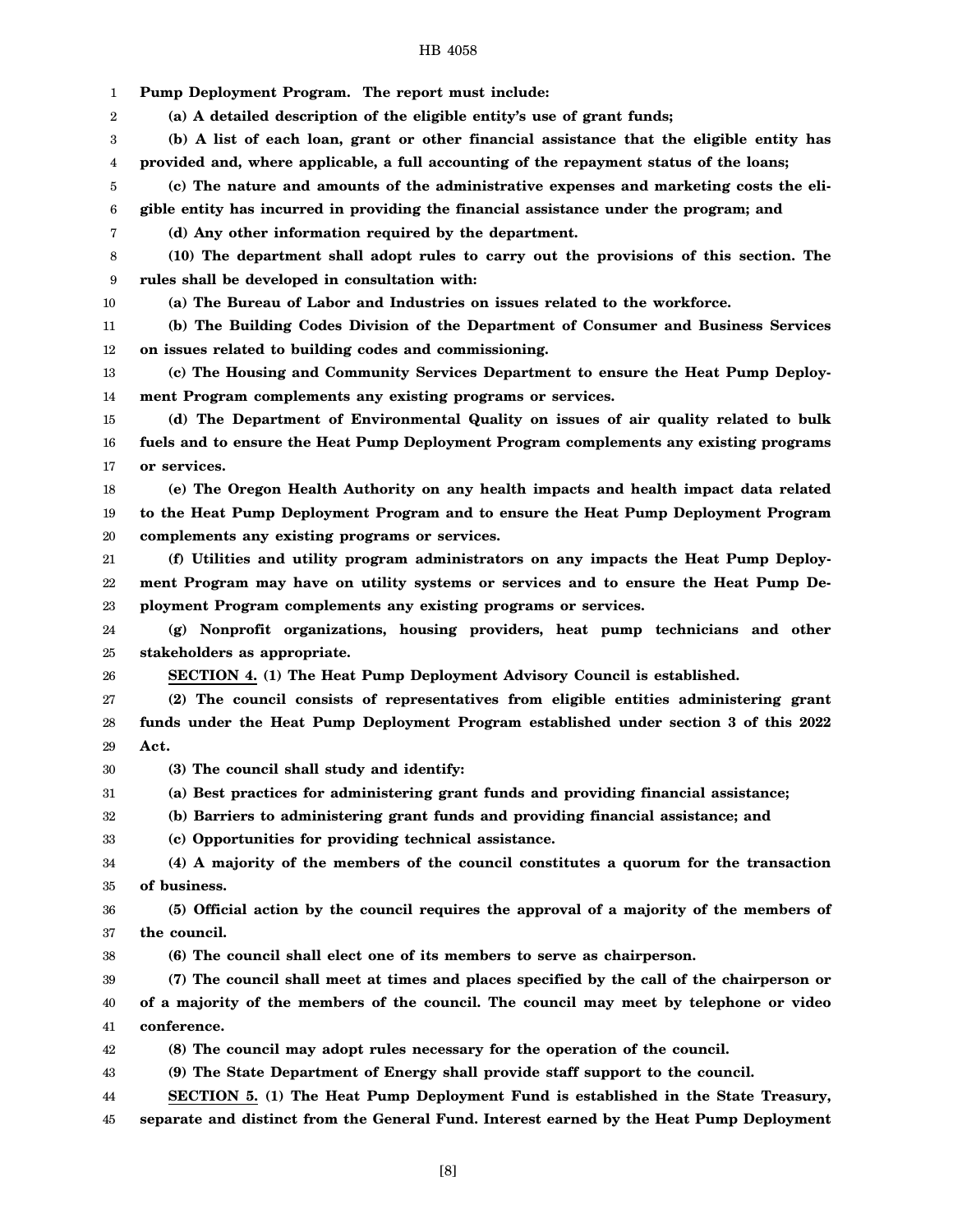**Pump Deployment Program. The report must include:**

**(a) A detailed description of the eligible entity's use of grant funds;**

**(b) A list of each loan, grant or other financial assistance that the eligible entity has provided and, where applicable, a full accounting of the repayment status of the loans;**

**(c) The nature and amounts of the administrative expenses and marketing costs the eligible entity has incurred in providing the financial assistance under the program; and**

**(d) Any other information required by the department.**

**(10) The department shall adopt rules to carry out the provisions of this section. The rules shall be developed in consultation with:**

**(a) The Bureau of Labor and Industries on issues related to the workforce.**

**(b) The Building Codes Division of the Department of Consumer and Business Services on issues related to building codes and commissioning.**

**(c) The Housing and Community Services Department to ensure the Heat Pump Deployment Program complements any existing programs or services.**

**(d) The Department of Environmental Quality on issues of air quality related to bulk fuels and to ensure the Heat Pump Deployment Program complements any existing programs or services.**

**(e) The Oregon Health Authority on any health impacts and health impact data related to the Heat Pump Deployment Program and to ensure the Heat Pump Deployment Program complements any existing programs or services.**

**(f) Utilities and utility program administrators on any impacts the Heat Pump Deployment Program may have on utility systems or services and to ensure the Heat Pump Deployment Program complements any existing programs or services.**

**(g) Nonprofit organizations, housing providers, heat pump technicians and other stakeholders as appropriate.**

**SECTION 4. (1) The Heat Pump Deployment Advisory Council is established.**

**(2) The council consists of representatives from eligible entities administering grant funds under the Heat Pump Deployment Program established under section 3 of this 2022 Act.**

**(3) The council shall study and identify:**

**(a) Best practices for administering grant funds and providing financial assistance;**

**(b) Barriers to administering grant funds and providing financial assistance; and**

**(c) Opportunities for providing technical assistance.**

**(4) A majority of the members of the council constitutes a quorum for the transaction of business.**

**(5) Official action by the council requires the approval of a majority of the members of the council.**

**(6) The council shall elect one of its members to serve as chairperson.**

**(7) The council shall meet at times and places specified by the call of the chairperson or of a majority of the members of the council. The council may meet by telephone or video conference.**

**(8) The council may adopt rules necessary for the operation of the council.**

**(9) The State Department of Energy shall provide staff support to the council.**

**SECTION 5. (1) The Heat Pump Deployment Fund is established in the State Treasury, separate and distinct from the General Fund. Interest earned by the Heat Pump Deployment**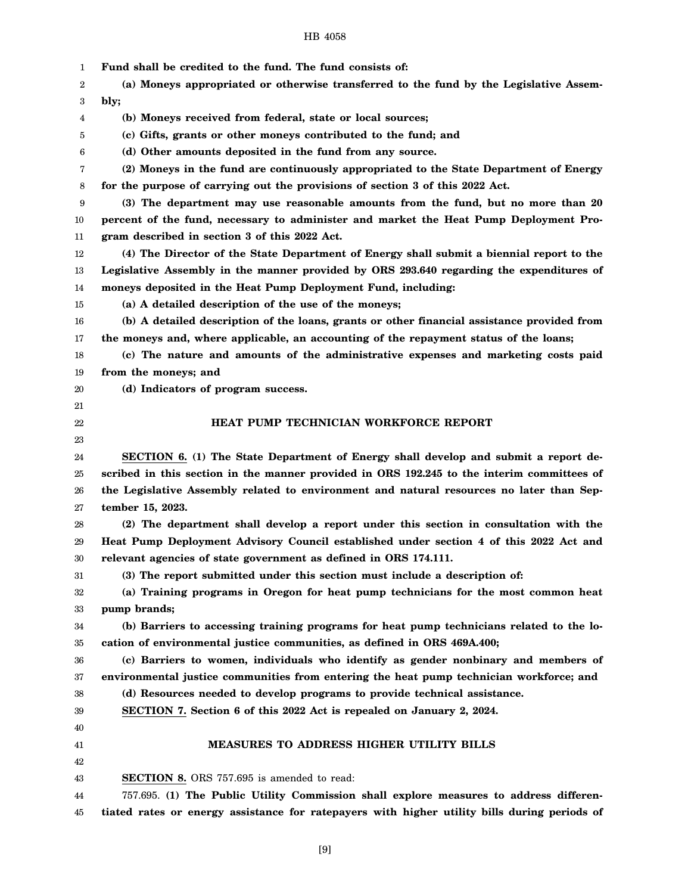**Fund shall be credited to the fund. The fund consists of:**

**(a) Moneys appropriated or otherwise transferred to the fund by the Legislative Assembly;**

**(b) Moneys received from federal, state or local sources;**

**(c) Gifts, grants or other moneys contributed to the fund; and**

**(d) Other amounts deposited in the fund from any source.**

**(2) Moneys in the fund are continuously appropriated to the State Department of Energy for the purpose of carrying out the provisions of section 3 of this 2022 Act.**

**(3) The department may use reasonable amounts from the fund, but no more than 20 percent of the fund, necessary to administer and market the Heat Pump Deployment Program described in section 3 of this 2022 Act.**

**(4) The Director of the State Department of Energy shall submit a biennial report to the Legislative Assembly in the manner provided by ORS 293.640 regarding the expenditures of moneys deposited in the Heat Pump Deployment Fund, including:**

**(a) A detailed description of the use of the moneys;**

**(b) A detailed description of the loans, grants or other financial assistance provided from the moneys and, where applicable, an accounting of the repayment status of the loans;**

**(c) The nature and amounts of the administrative expenses and marketing costs paid from the moneys; and**

**(d) Indicators of program success.**

## HEAT PUMP TECHNICIAN WORKFORCE REPORT

**SECTION 6. (1) The State Department of Energy shall develop and submit a report described in this section in the manner provided in ORS 192.245 to the interim committees of the Legislative Assembly related to environment and natural resources no later than September 15, 2023.**

**(2) The department shall develop a report under this section in consultation with the Heat Pump Deployment Advisory Council established under section 4 of this 2022 Act and relevant agencies of state government as defined in ORS 174.111.**

**(3) The report submitted under this section must include a description of:**

**(a) Training programs in Oregon for heat pump technicians for the most common heat pump brands;**

**(b) Barriers to accessing training programs for heat pump technicians related to the location of environmental justice communities, as defined in ORS 469A.400;**

**(c) Barriers to women, individuals who identify as gender nonbinary and members of environmental justice communities from entering the heat pump technician workforce; and**

**(d) Resources needed to develop programs to provide technical assistance.**

**SECTION 7. Section 6 of this 2022 Act is repealed on January 2, 2024.**

## MEASURES TO ADDRESS HIGHER UTILITY BILLS

**SECTION 8.** ORS 757.695 is amended to read:

757.695. **(1) The Public Utility Commission shall explore measures to address differentiated rates or energy assistance for ratepayers with higher utility bills during periods of**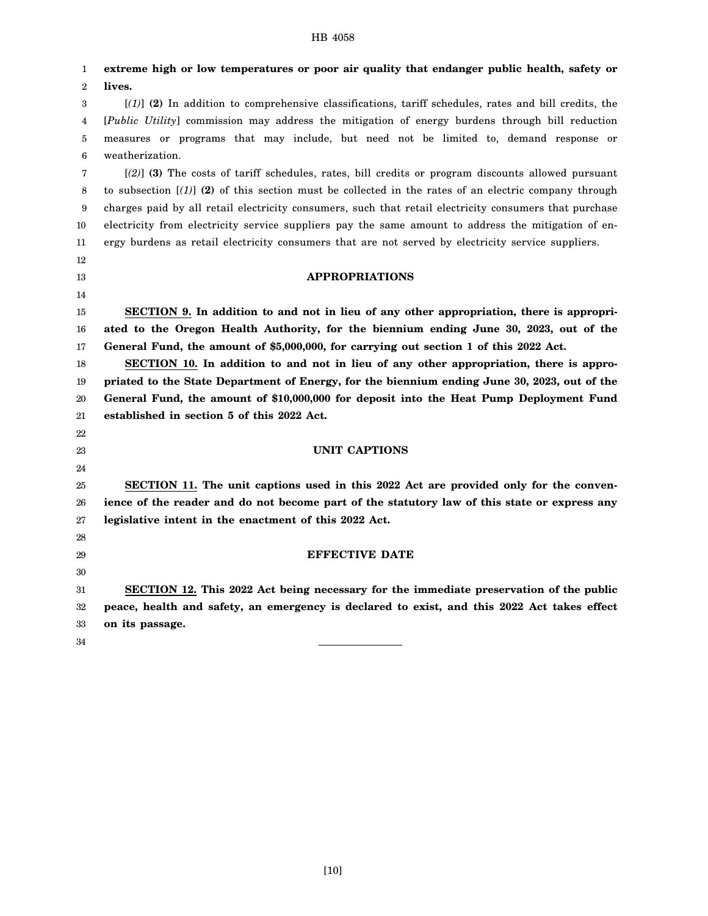**extreme high or low temperatures or poor air quality that endanger public health, safety or lives.**

[*(1)*] **(2)** In addition to comprehensive classifications, tariff schedules, rates and bill credits, the [*Public Utility*] commission may address the mitigation of energy burdens through bill reduction measures or programs that may include, but need not be limited to, demand response or weatherization.

[*(2)*] **(3)** The costs of tariff schedules, rates, bill credits or program discounts allowed pursuant to subsection [*(1)*] **(2)** of this section must be collected in the rates of an electric company through charges paid by all retail electricity consumers, such that retail electricity consumers that purchase electricity from electricity service suppliers pay the same amount to address the mitigation of energy burdens as retail electricity consumers that are not served by electricity service suppliers.

## APPROPRIATIONS

**SECTION 9. In addition to and not in lieu of any other appropriation, there is appropriated to the Oregon Health Authority, for the biennium ending June 30, 2023, out of the General Fund, the amount of $5,000,000, for carrying out section 1 of this 2022 Act.**

**SECTION 10. In addition to and not in lieu of any other appropriation, there is appropriated to the State Department of Energy, for the biennium ending June 30, 2023, out of the General Fund, the amount of $10,000,000 for deposit into the Heat Pump Deployment Fund established in section 5 of this 2022 Act.**

## UNIT CAPTIONS

**SECTION 11. The unit captions used in this 2022 Act are provided only for the convenience of the reader and do not become part of the statutory law of this state or express any legislative intent in the enactment of this 2022 Act.**

## EFFECTIVE DATE

**SECTION 12. This 2022 Act being necessary for the immediate preservation of the public peace, health and safety, an emergency is declared to exist, and this 2022 Act takes effect on its passage.**